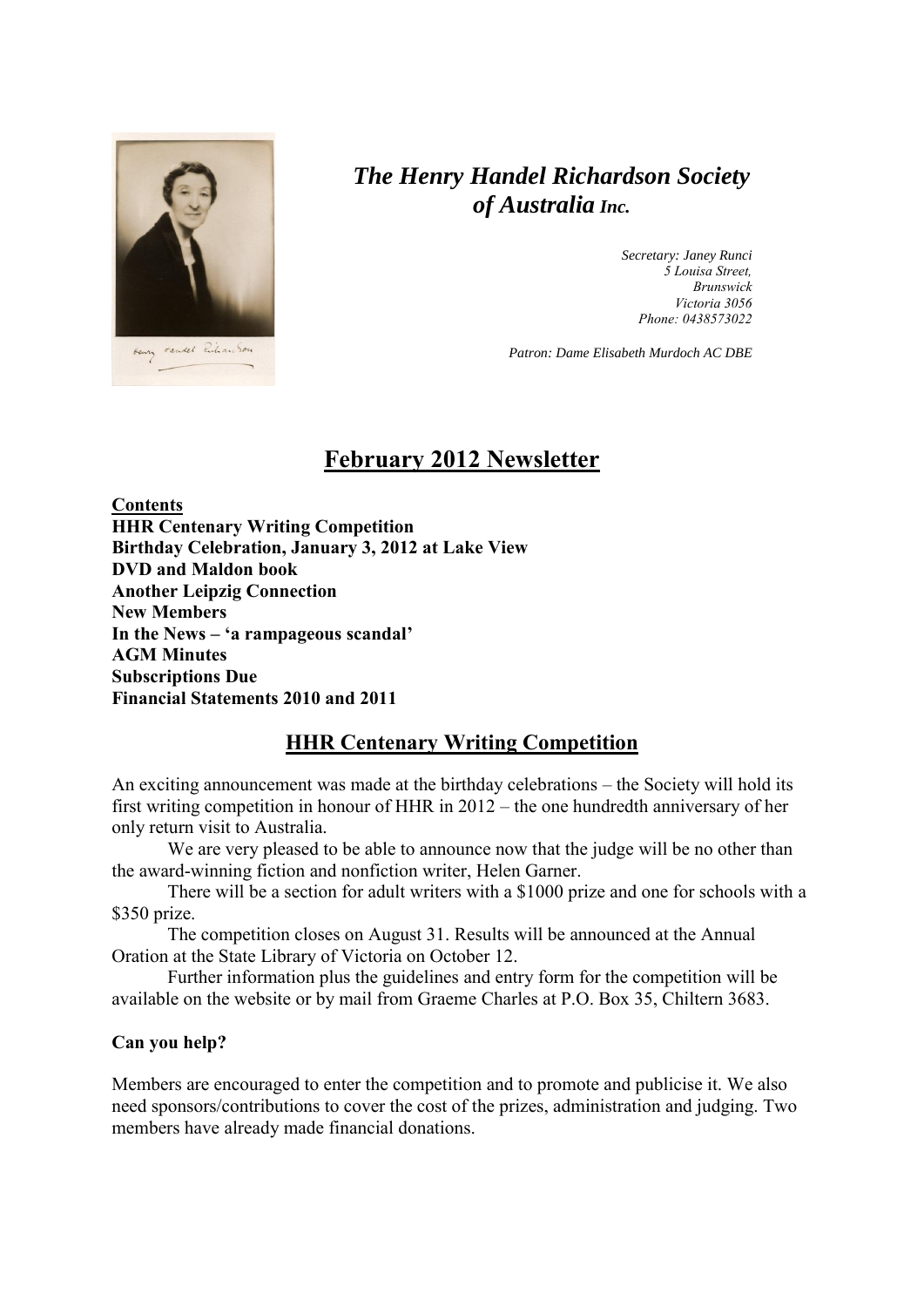# *The Henry Handel Richardson Society of Australia Inc.*

*Secretary: Janey Runci*
*5 Louisa Street,*
*Brunswick*
*Victoria 3056*
*Phone: 0438573022*

*Patron: Dame Elisabeth Murdoch AC DBE*

## February 2012 Newsletter

**Contents**
**HHR Centenary Writing Competition**
**Birthday Celebration, January 3, 2012 at Lake View**
**DVD and Maldon book**
**Another Leipzig Connection**
**New Members**
**In the News – 'a rampageous scandal'**
**AGM Minutes**
**Subscriptions Due**
**Financial Statements 2010 and 2011**

## HHR Centenary Writing Competition

An exciting announcement was made at the birthday celebrations – the Society will hold its first writing competition in honour of HHR in 2012 – the one hundredth anniversary of her only return visit to Australia.

We are very pleased to be able to announce now that the judge will be no other than the award-winning fiction and nonfiction writer, Helen Garner.

There will be a section for adult writers with a $1000 prize and one for schools with a $350 prize.

The competition closes on August 31. Results will be announced at the Annual Oration at the State Library of Victoria on October 12.

Further information plus the guidelines and entry form for the competition will be available on the website or by mail from Graeme Charles at P.O. Box 35, Chiltern 3683.

**Can you help?**

Members are encouraged to enter the competition and to promote and publicise it. We also need sponsors/contributions to cover the cost of the prizes, administration and judging. Two members have already made financial donations.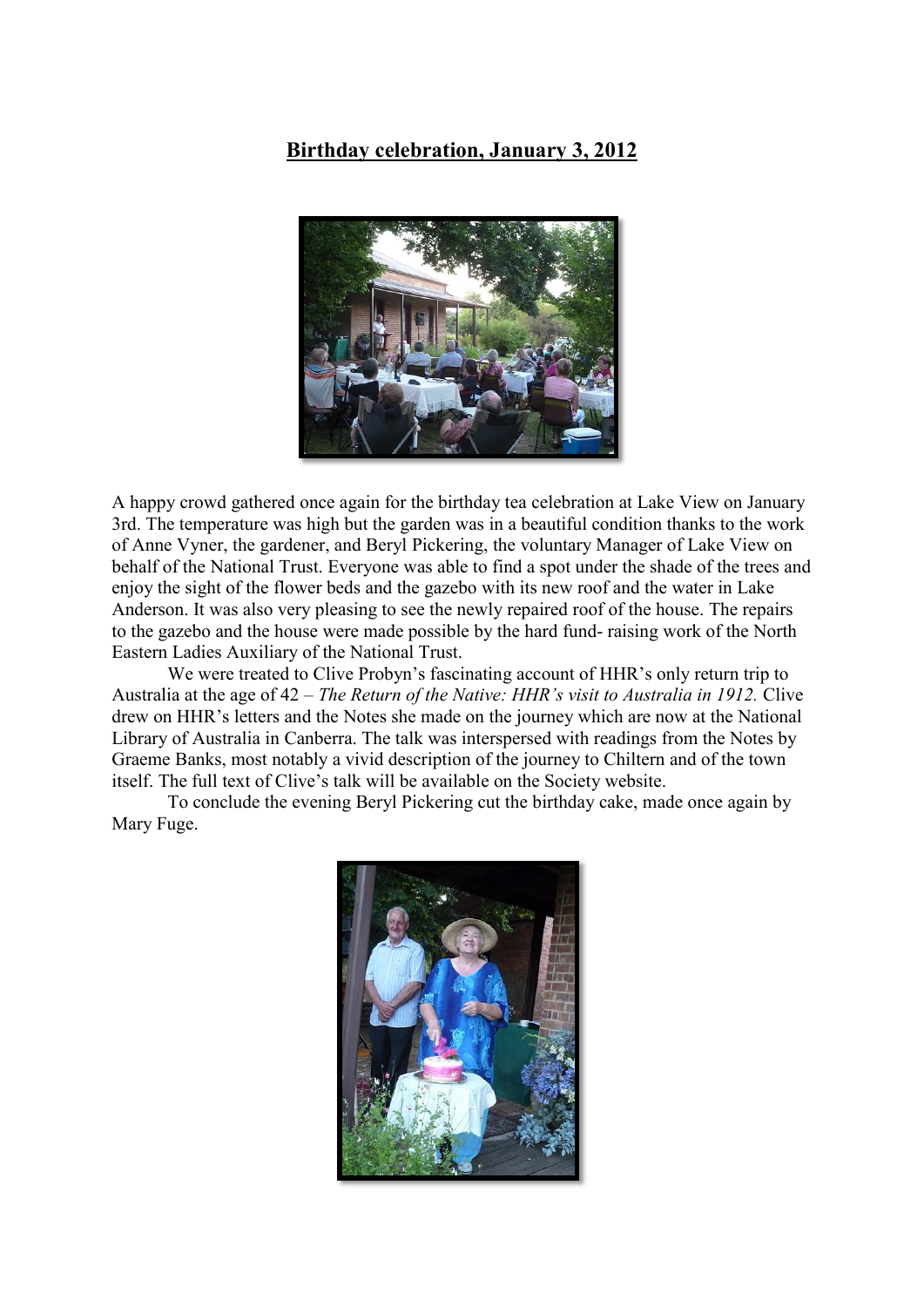## Birthday celebration, January 3, 2012

A happy crowd gathered once again for the birthday tea celebration at Lake View on January 3rd. The temperature was high but the garden was in a beautiful condition thanks to the work of Anne Vyner, the gardener, and Beryl Pickering, the voluntary Manager of Lake View on behalf of the National Trust. Everyone was able to find a spot under the shade of the trees and enjoy the sight of the flower beds and the gazebo with its new roof and the water in Lake Anderson. It was also very pleasing to see the newly repaired roof of the house. The repairs to the gazebo and the house were made possible by the hard fund- raising work of the North Eastern Ladies Auxiliary of the National Trust.

We were treated to Clive Probyn's fascinating account of HHR's only return trip to Australia at the age of 42 – *The Return of the Native: HHR's visit to Australia in 1912.* Clive drew on HHR's letters and the Notes she made on the journey which are now at the National Library of Australia in Canberra. The talk was interspersed with readings from the Notes by Graeme Banks, most notably a vivid description of the journey to Chiltern and of the town itself. The full text of Clive's talk will be available on the Society website.

To conclude the evening Beryl Pickering cut the birthday cake, made once again by Mary Fuge.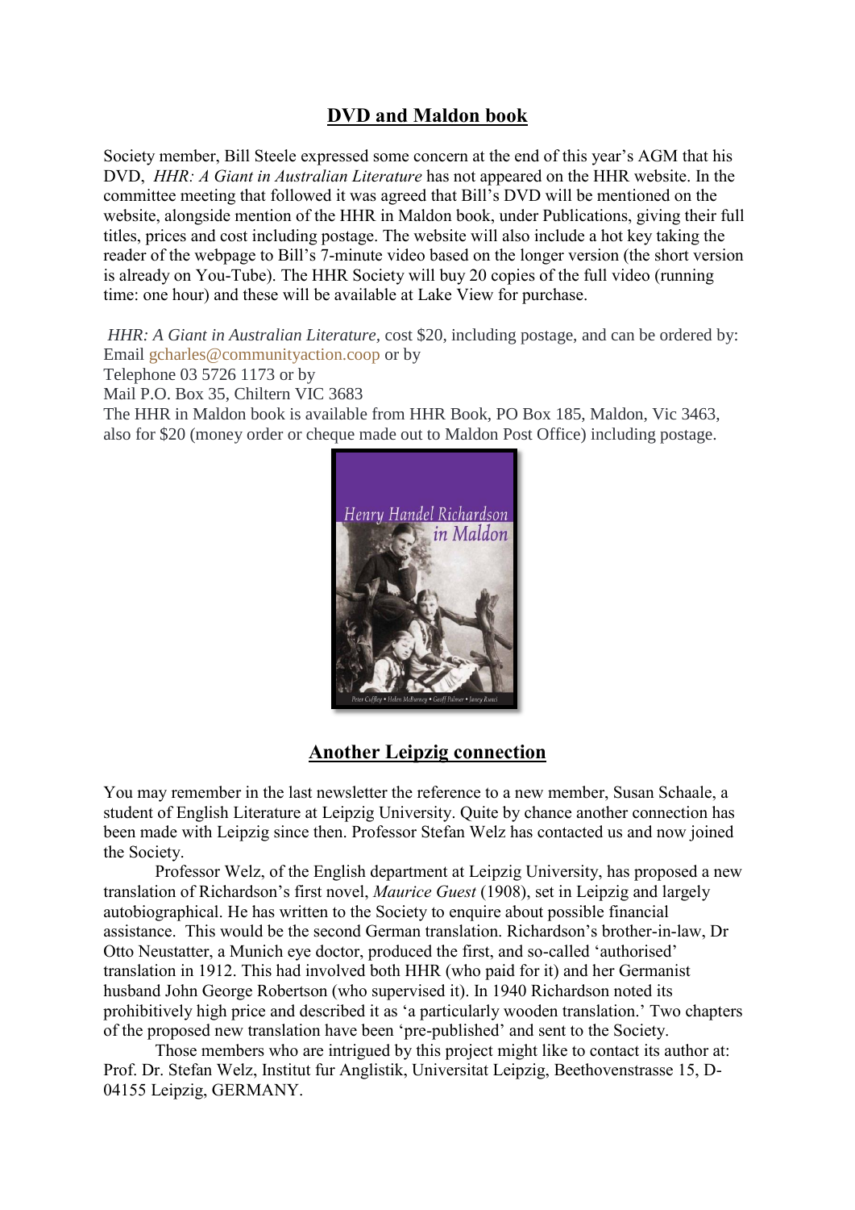## DVD and Maldon book

Society member, Bill Steele expressed some concern at the end of this year's AGM that his DVD, *HHR: A Giant in Australian Literature* has not appeared on the HHR website. In the committee meeting that followed it was agreed that Bill's DVD will be mentioned on the website, alongside mention of the HHR in Maldon book, under Publications, giving their full titles, prices and cost including postage. The website will also include a hot key taking the reader of the webpage to Bill's 7-minute video based on the longer version (the short version is already on You-Tube). The HHR Society will buy 20 copies of the full video (running time: one hour) and these will be available at Lake View for purchase.

*HHR: A Giant in Australian Literature,* cost $20, including postage, and can be ordered by:
Email gcharles@communityaction.coop or by
Telephone 03 5726 1173 or by
Mail P.O. Box 35, Chiltern VIC 3683
The HHR in Maldon book is available from HHR Book, PO Box 185, Maldon, Vic 3463, also for $20 (money order or cheque made out to Maldon Post Office) including postage.

## Another Leipzig connection

You may remember in the last newsletter the reference to a new member, Susan Schaale, a student of English Literature at Leipzig University. Quite by chance another connection has been made with Leipzig since then. Professor Stefan Welz has contacted us and now joined the Society.

Professor Welz, of the English department at Leipzig University, has proposed a new translation of Richardson's first novel, *Maurice Guest* (1908), set in Leipzig and largely autobiographical. He has written to the Society to enquire about possible financial assistance. This would be the second German translation. Richardson's brother-in-law, Dr Otto Neustatter, a Munich eye doctor, produced the first, and so-called 'authorised' translation in 1912. This had involved both HHR (who paid for it) and her Germanist husband John George Robertson (who supervised it). In 1940 Richardson noted its prohibitively high price and described it as 'a particularly wooden translation.' Two chapters of the proposed new translation have been 'pre-published' and sent to the Society.

Those members who are intrigued by this project might like to contact its author at: Prof. Dr. Stefan Welz, Institut fur Anglistik, Universitat Leipzig, Beethovenstrasse 15, D-04155 Leipzig, GERMANY.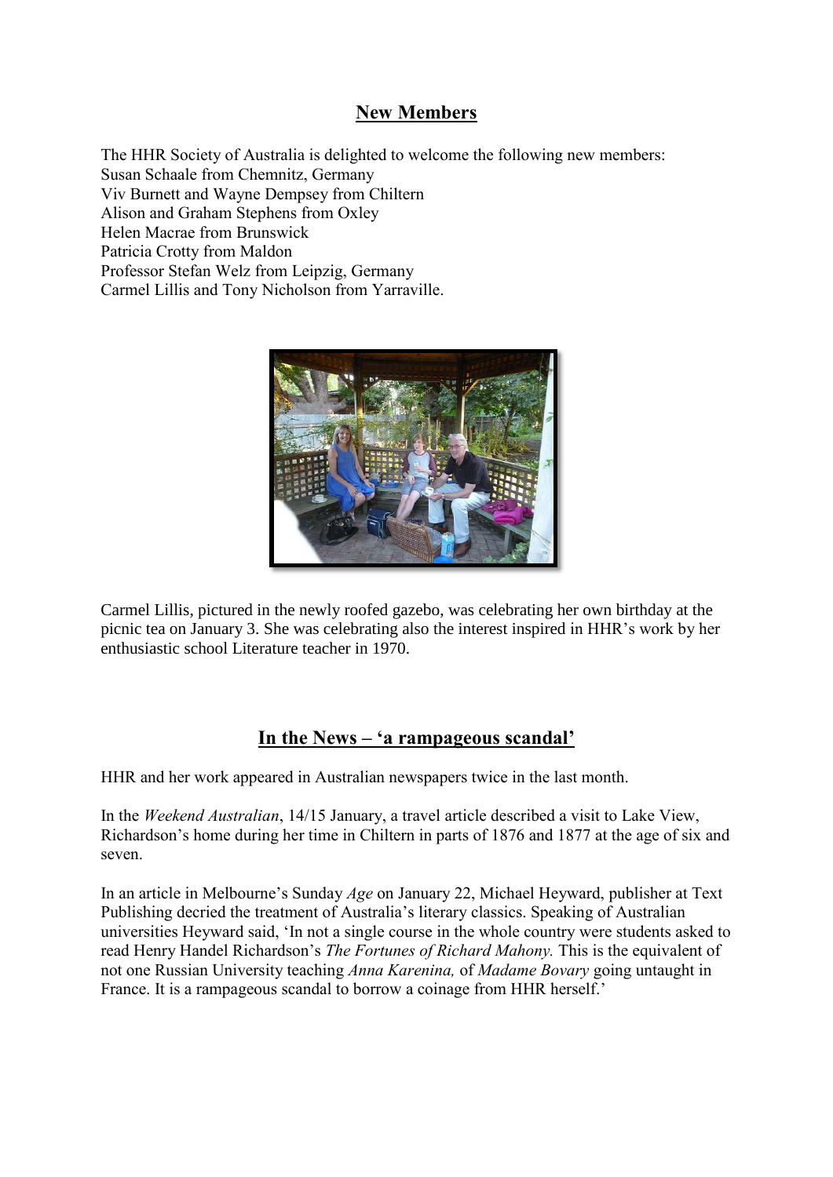## New Members

The HHR Society of Australia is delighted to welcome the following new members:
Susan Schaale from Chemnitz, Germany
Viv Burnett and Wayne Dempsey from Chiltern
Alison and Graham Stephens from Oxley
Helen Macrae from Brunswick
Patricia Crotty from Maldon
Professor Stefan Welz from Leipzig, Germany
Carmel Lillis and Tony Nicholson from Yarraville.

Carmel Lillis, pictured in the newly roofed gazebo, was celebrating her own birthday at the picnic tea on January 3. She was celebrating also the interest inspired in HHR's work by her enthusiastic school Literature teacher in 1970.

## In the News – 'a rampageous scandal'

HHR and her work appeared in Australian newspapers twice in the last month.

In the *Weekend Australian*, 14/15 January, a travel article described a visit to Lake View, Richardson's home during her time in Chiltern in parts of 1876 and 1877 at the age of six and seven.

In an article in Melbourne's Sunday *Age* on January 22, Michael Heyward, publisher at Text Publishing decried the treatment of Australia's literary classics. Speaking of Australian universities Heyward said, 'In not a single course in the whole country were students asked to read Henry Handel Richardson's *The Fortunes of Richard Mahony.* This is the equivalent of not one Russian University teaching *Anna Karenina,* of *Madame Bovary* going untaught in France. It is a rampageous scandal to borrow a coinage from HHR herself.'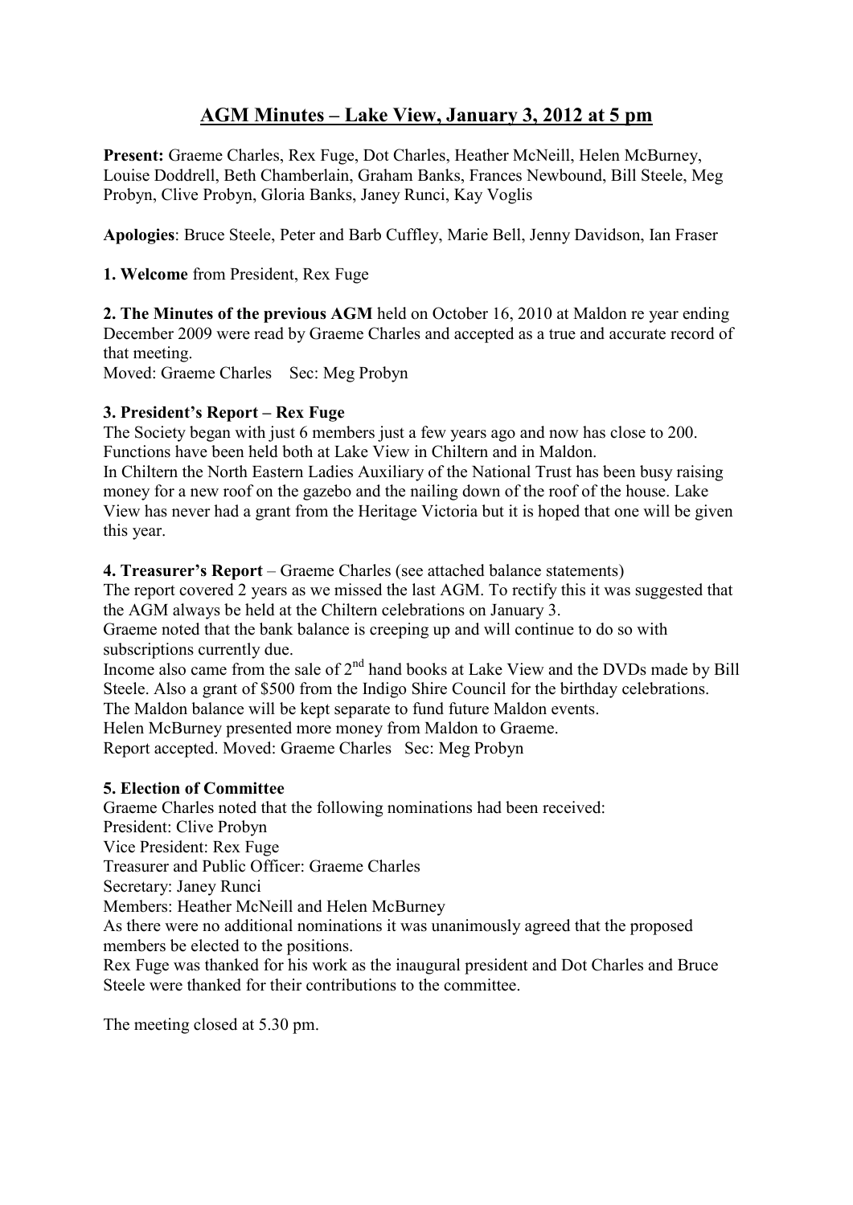# AGM Minutes – Lake View, January 3, 2012 at 5 pm

**Present:** Graeme Charles, Rex Fuge, Dot Charles, Heather McNeill, Helen McBurney, Louise Doddrell, Beth Chamberlain, Graham Banks, Frances Newbound, Bill Steele, Meg Probyn, Clive Probyn, Gloria Banks, Janey Runci, Kay Voglis

**Apologies**: Bruce Steele, Peter and Barb Cuffley, Marie Bell, Jenny Davidson, Ian Fraser

**1. Welcome** from President, Rex Fuge

**2. The Minutes of the previous AGM** held on October 16, 2010 at Maldon re year ending December 2009 were read by Graeme Charles and accepted as a true and accurate record of that meeting.
Moved: Graeme Charles Sec: Meg Probyn

**3. President's Report – Rex Fuge**
The Society began with just 6 members just a few years ago and now has close to 200. Functions have been held both at Lake View in Chiltern and in Maldon.
In Chiltern the North Eastern Ladies Auxiliary of the National Trust has been busy raising money for a new roof on the gazebo and the nailing down of the roof of the house. Lake View has never had a grant from the Heritage Victoria but it is hoped that one will be given this year.

**4. Treasurer's Report** – Graeme Charles (see attached balance statements)
The report covered 2 years as we missed the last AGM. To rectify this it was suggested that the AGM always be held at the Chiltern celebrations on January 3.
Graeme noted that the bank balance is creeping up and will continue to do so with subscriptions currently due.
Income also came from the sale of 2nd hand books at Lake View and the DVDs made by Bill Steele. Also a grant of $500 from the Indigo Shire Council for the birthday celebrations.
The Maldon balance will be kept separate to fund future Maldon events.
Helen McBurney presented more money from Maldon to Graeme.
Report accepted. Moved: Graeme Charles Sec: Meg Probyn

**5. Election of Committee**
Graeme Charles noted that the following nominations had been received:
President: Clive Probyn
Vice President: Rex Fuge
Treasurer and Public Officer: Graeme Charles
Secretary: Janey Runci
Members: Heather McNeill and Helen McBurney
As there were no additional nominations it was unanimously agreed that the proposed members be elected to the positions.
Rex Fuge was thanked for his work as the inaugural president and Dot Charles and Bruce Steele were thanked for their contributions to the committee.

The meeting closed at 5.30 pm.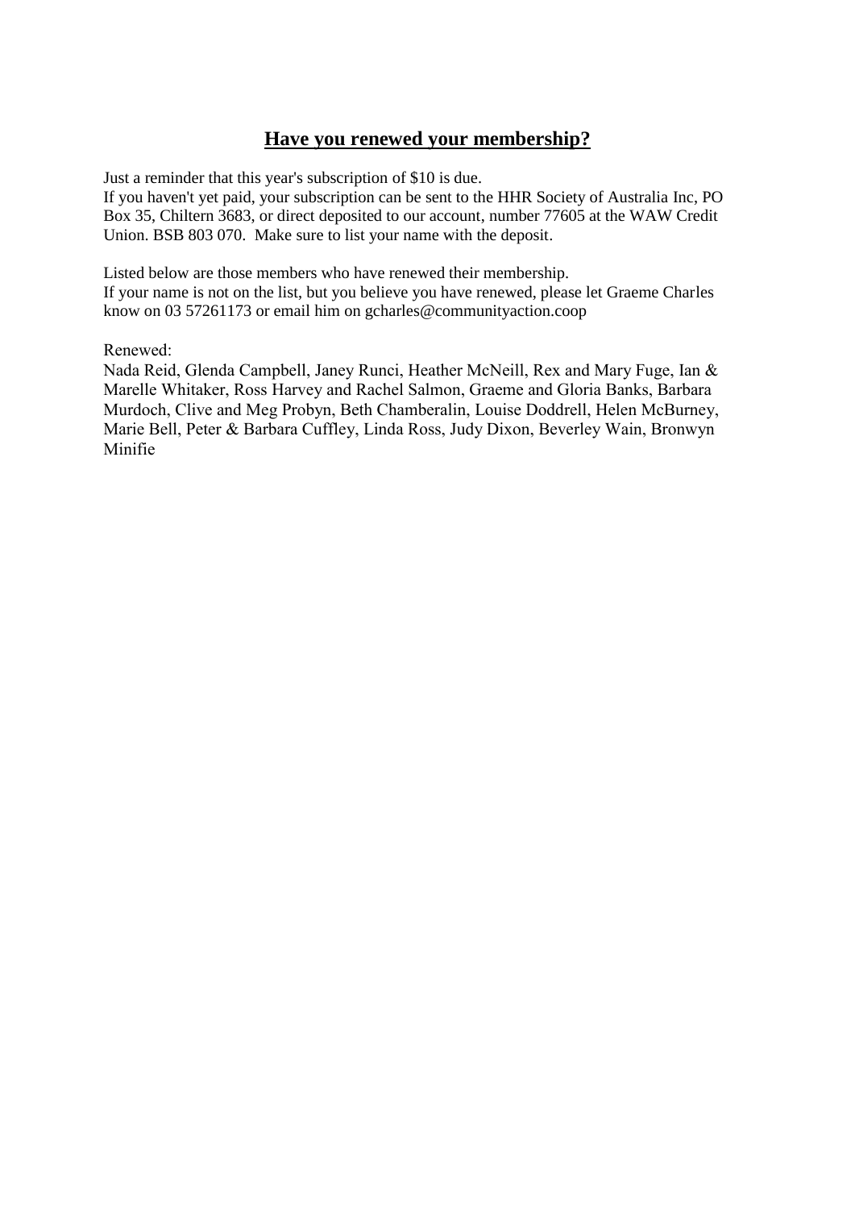## **Have you renewed your membership?**

Just a reminder that this year's subscription of $10 is due.
If you haven't yet paid, your subscription can be sent to the HHR Society of Australia Inc, PO Box 35, Chiltern 3683, or direct deposited to our account, number 77605 at the WAW Credit Union. BSB 803 070. Make sure to list your name with the deposit.

Listed below are those members who have renewed their membership.
If your name is not on the list, but you believe you have renewed, please let Graeme Charles know on 03 57261173 or email him on gcharles@communityaction.coop

Renewed:
Nada Reid, Glenda Campbell, Janey Runci, Heather McNeill, Rex and Mary Fuge, Ian & Marelle Whitaker, Ross Harvey and Rachel Salmon, Graeme and Gloria Banks, Barbara Murdoch, Clive and Meg Probyn, Beth Chamberalin, Louise Doddrell, Helen McBurney, Marie Bell, Peter & Barbara Cuffley, Linda Ross, Judy Dixon, Beverley Wain, Bronwyn Minifie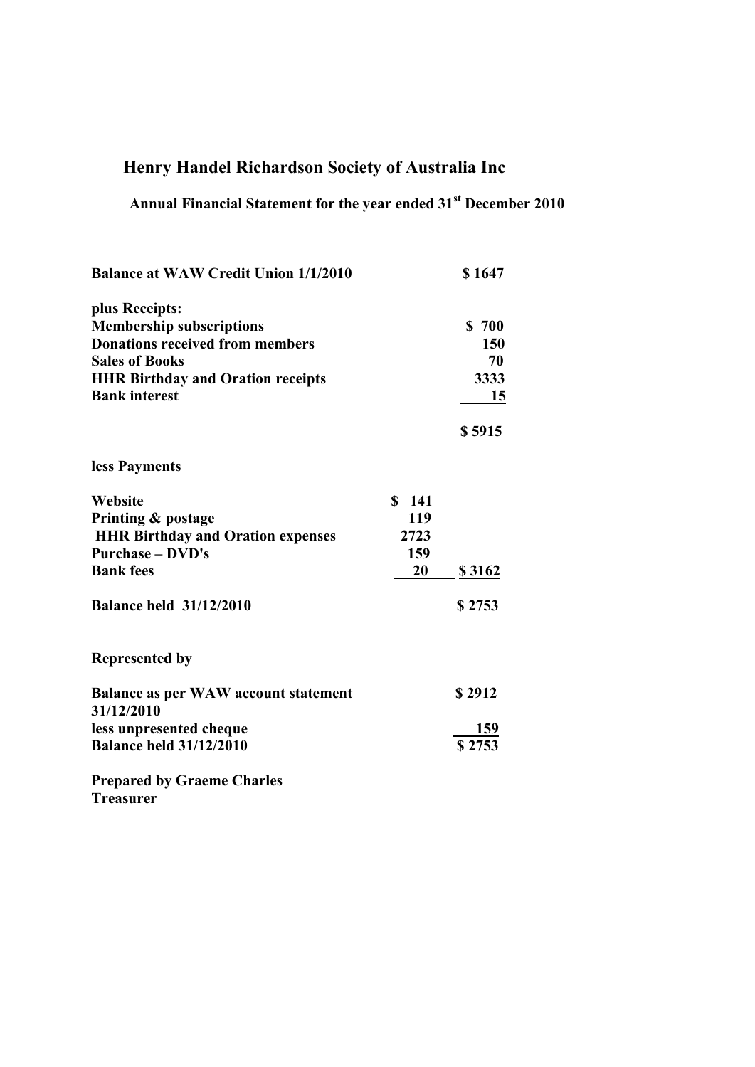# Henry Handel Richardson Society of Australia Inc

## Annual Financial Statement for the year ended 31st December 2010

| | | |
|---|---|---|
| **Balance at WAW Credit Union 1/1/2010** | | **$ 1647** |
| **plus Receipts:** | | |
| **Membership subscriptions** | | **$ 700** |
| **Donations received from members** | | **150** |
| **Sales of Books** | | **70** |
| **HHR Birthday and Oration receipts** | | **3333** |
| **Bank interest** | | **15** |
| | | **$ 5915** |
| **less Payments** | | |
| **Website** | **$ 141** | |
| **Printing & postage** | **119** | |
| **HHR Birthday and Oration expenses** | **2723** | |
| **Purchase – DVD's** | **159** | |
| **Bank fees** | **20** | **$ 3162** |
| **Balance held 31/12/2010** | | **$ 2753** |

**Represented by**

| | |
|---|---|
| **Balance as per WAW account statement 31/12/2010** | **$ 2912** |
| **less unpresented cheque** | **159** |
| **Balance held 31/12/2010** | **$ 2753** |

**Prepared by Graeme Charles**
**Treasurer**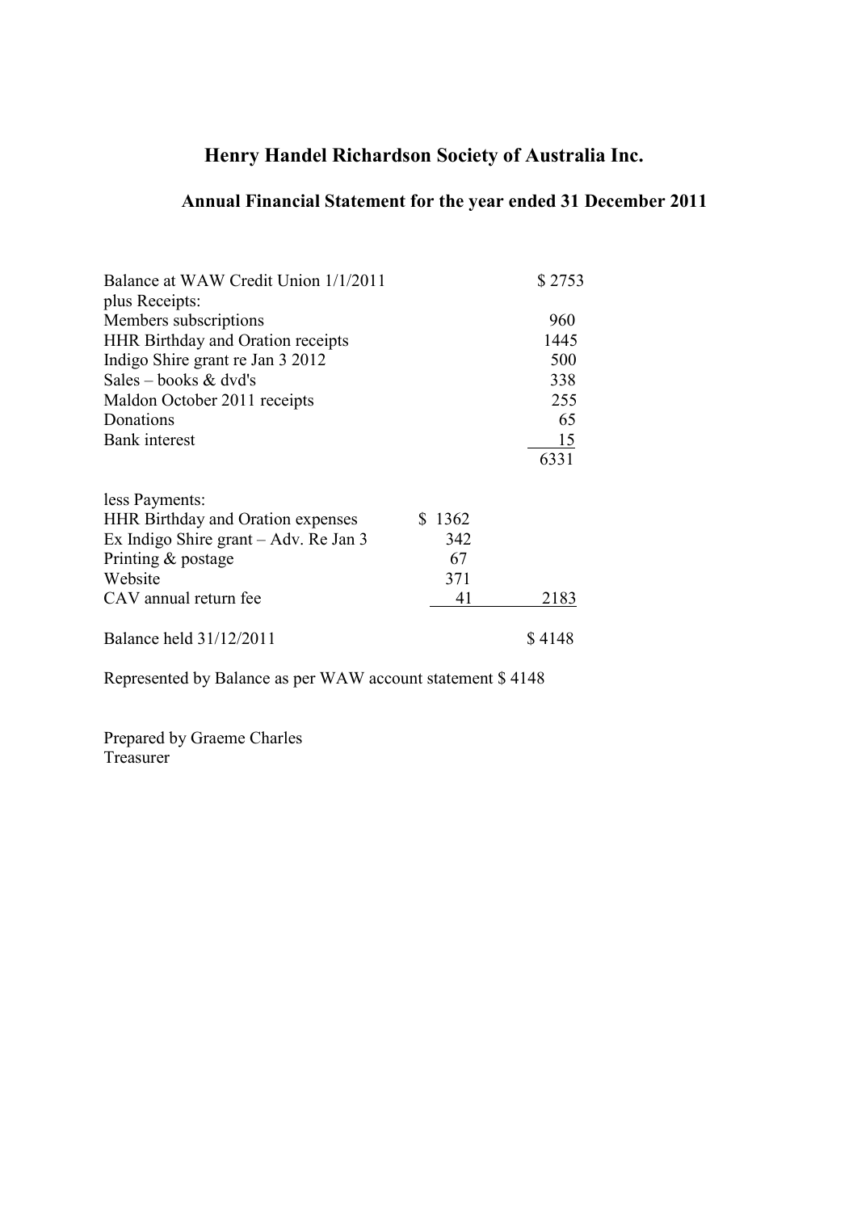# Henry Handel Richardson Society of Australia Inc.

## Annual Financial Statement for the year ended 31 December 2011

| | | |
|---|---|---|
| Balance at WAW Credit Union 1/1/2011 | | $ 2753 |
| plus Receipts: | | |
| Members subscriptions | | 960 |
| HHR Birthday and Oration receipts | | 1445 |
| Indigo Shire grant re Jan 3 2012 | | 500 |
| Sales – books & dvd's | | 338 |
| Maldon October 2011 receipts | | 255 |
| Donations | | 65 |
| Bank interest | | 15 |
| | | 6331 |
| less Payments: | | |
| HHR Birthday and Oration expenses | $ 1362 | |
| Ex Indigo Shire grant – Adv. Re Jan 3 | 342 | |
| Printing & postage | 67 | |
| Website | 371 | |
| CAV annual return fee | 41 | 2183 |
| Balance held 31/12/2011 | | $ 4148 |

Represented by Balance as per WAW account statement $ 4148

Prepared by Graeme Charles
Treasurer